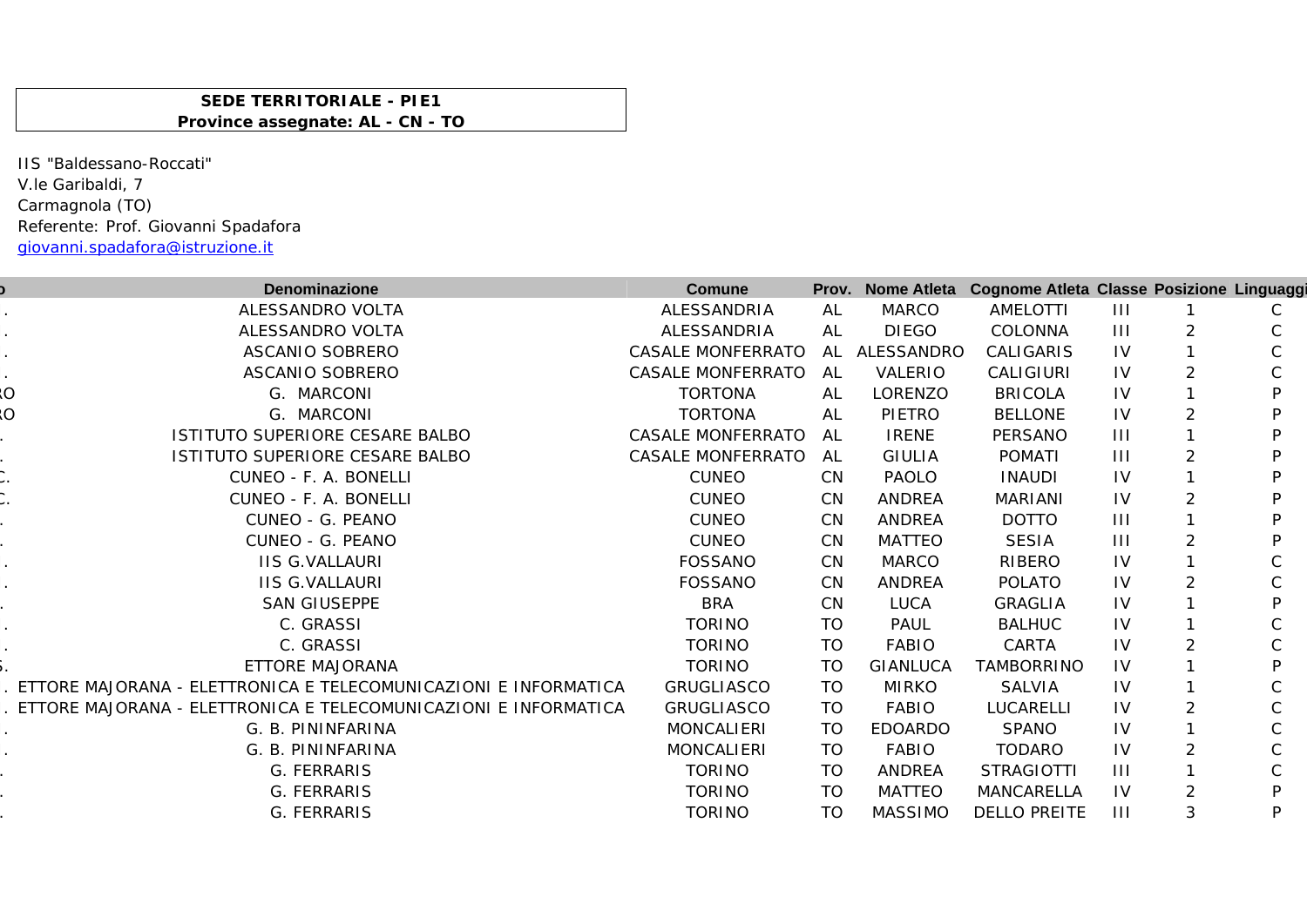**SEDE TERRITORIALE - PIE1**
**Province assegnate: AL - CN - TO**

IIS "Baldessano-Roccati"
V.le Garibaldi, 7
Carmagnola (TO)
Referente: Prof. Giovanni Spadafora
giovanni.spadafora@istruzione.it

| o | Denominazione | Comune | Prov. | Nome Atleta | Cognome Atleta | Classe | Posizione | Linguaggi |
|---|---|---|---|---|---|---|---|---|
| . | ALESSANDRO VOLTA | ALESSANDRIA | AL | MARCO | AMELOTTI | III | 1 | C |
| . | ALESSANDRO VOLTA | ALESSANDRIA | AL | DIEGO | COLONNA | III | 2 | C |
| . | ASCANIO SOBRERO | CASALE MONFERRATO | AL | ALESSANDRO | CALIGARIS | IV | 1 | C |
| . | ASCANIO SOBRERO | CASALE MONFERRATO | AL | VALERIO | CALIGIURI | IV | 2 | C |
| RO | G. MARCONI | TORTONA | AL | LORENZO | BRICOLA | IV | 1 | P |
| RO | G. MARCONI | TORTONA | AL | PIETRO | BELLONE | IV | 2 | P |
| . | ISTITUTO SUPERIORE CESARE BALBO | CASALE MONFERRATO | AL | IRENE | PERSANO | III | 1 | P |
| . | ISTITUTO SUPERIORE CESARE BALBO | CASALE MONFERRATO | AL | GIULIA | POMATI | III | 2 | P |
| C. | CUNEO - F. A. BONELLI | CUNEO | CN | PAOLO | INAUDI | IV | 1 | P |
| C. | CUNEO - F. A. BONELLI | CUNEO | CN | ANDREA | MARIANI | IV | 2 | P |
| . | CUNEO - G. PEANO | CUNEO | CN | ANDREA | DOTTO | III | 1 | P |
| . | CUNEO - G. PEANO | CUNEO | CN | MATTEO | SESIA | III | 2 | P |
| . | IIS G.VALLAURI | FOSSANO | CN | MARCO | RIBERO | IV | 1 | C |
| . | IIS G.VALLAURI | FOSSANO | CN | ANDREA | POLATO | IV | 2 | C |
| . | SAN GIUSEPPE | BRA | CN | LUCA | GRAGLIA | IV | 1 | P |
| . | C. GRASSI | TORINO | TO | PAUL | BALHUC | IV | 1 | C |
| . | C. GRASSI | TORINO | TO | FABIO | CARTA | IV | 2 | C |
| S. | ETTORE MAJORANA | TORINO | TO | GIANLUCA | TAMBORRINO | IV | 1 | P |
| . | ETTORE MAJORANA - ELETTRONICA E TELECOMUNICAZIONI E INFORMATICA | GRUGLIASCO | TO | MIRKO | SALVIA | IV | 1 | C |
| . | ETTORE MAJORANA - ELETTRONICA E TELECOMUNICAZIONI E INFORMATICA | GRUGLIASCO | TO | FABIO | LUCARELLI | IV | 2 | C |
| . | G. B. PININFARINA | MONCALIERI | TO | EDOARDO | SPANO | IV | 1 | C |
| . | G. B. PININFARINA | MONCALIERI | TO | FABIO | TODARO | IV | 2 | C |
| . | G. FERRARIS | TORINO | TO | ANDREA | STRAGIOTTI | III | 1 | C |
| . | G. FERRARIS | TORINO | TO | MATTEO | MANCARELLA | IV | 2 | P |
| . | G. FERRARIS | TORINO | TO | MASSIMO | DELLO PREITE | III | 3 | P |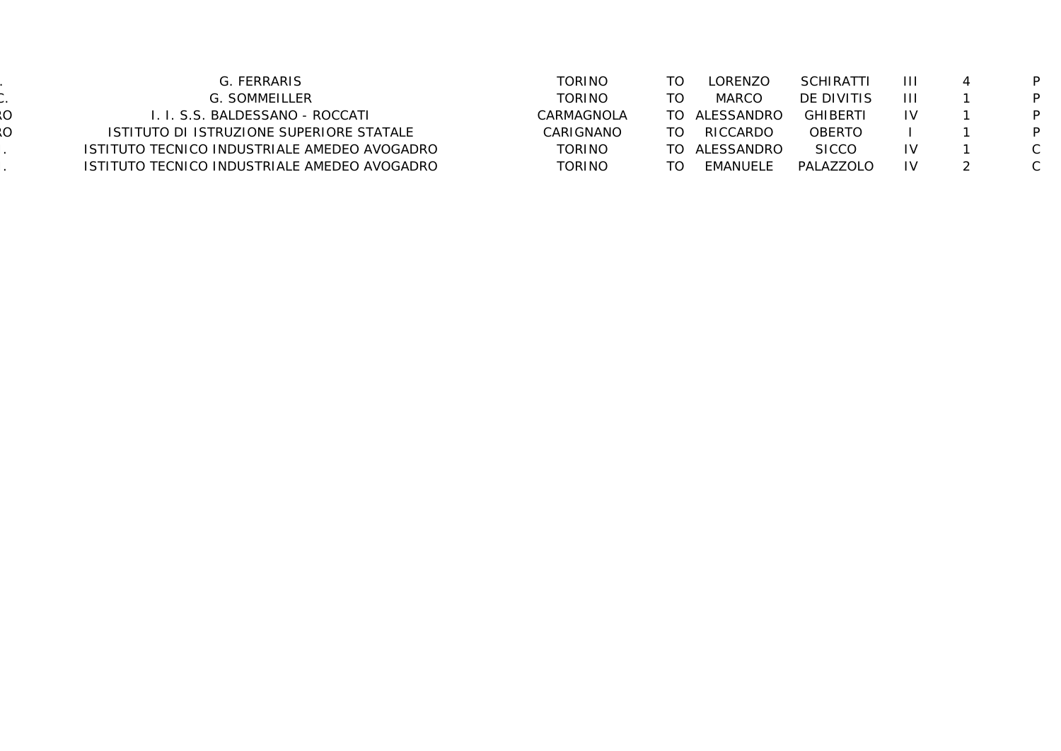| | | | | | | | | |
|---|---|---|---|---|---|---|---|---|
| . | G. FERRARIS | TORINO | TO | LORENZO | SCHIRATTI | III | 4 | P |
| C. | G. SOMMEILLER | TORINO | TO | MARCO | DE DIVITIS | III | 1 | P |
| RO | I. I. S.S. BALDESSANO - ROCCATI | CARMAGNOLA | TO | ALESSANDRO | GHIBERTI | IV | 1 | P |
| RO | ISTITUTO DI ISTRUZIONE SUPERIORE STATALE | CARIGNANO | TO | RICCARDO | OBERTO | I | 1 | P |
| . | ISTITUTO TECNICO INDUSTRIALE AMEDEO AVOGADRO | TORINO | TO | ALESSANDRO | SICCO | IV | 1 | C |
| . | ISTITUTO TECNICO INDUSTRIALE AMEDEO AVOGADRO | TORINO | TO | EMANUELE | PALAZZOLO | IV | 2 | C |